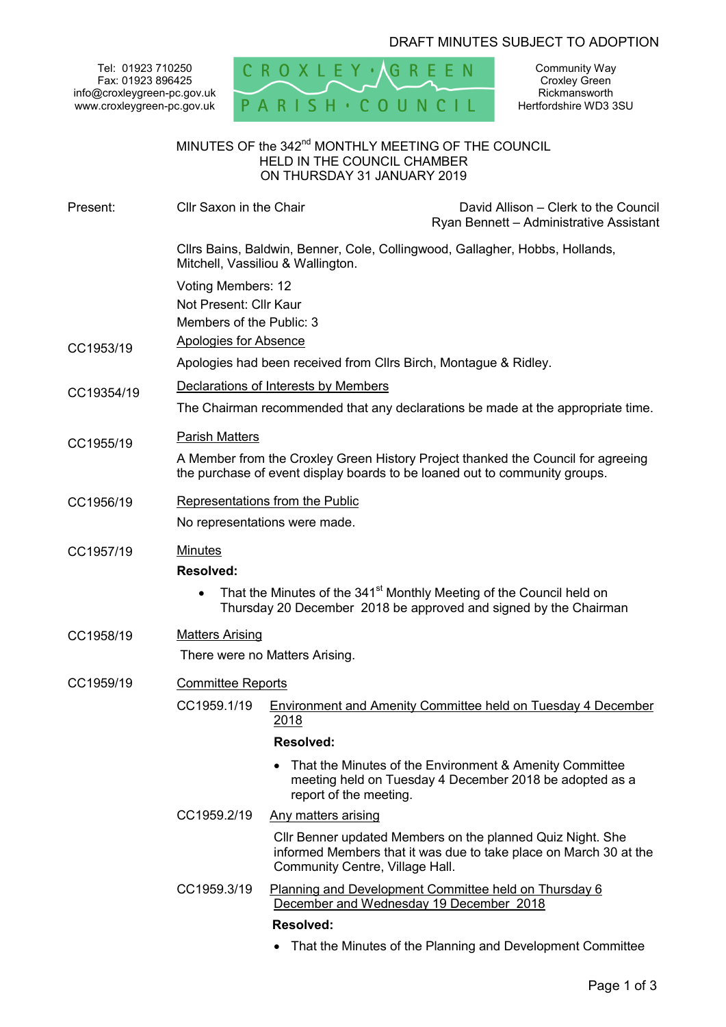DRAFT MINUTES SUBJECT TO ADOPTION

Tel: 01923 710250
Fax: 01923 896425
info@croxleygreen-pc.gov.uk
www.croxleygreen-pc.gov.uk

CROXLEY · GREEN PARISH · COUNCIL

Community Way
Croxley Green
Rickmansworth
Hertfordshire WD3 3SU

# MINUTES OF the 342nd MONTHLY MEETING OF THE COUNCIL HELD IN THE COUNCIL CHAMBER ON THURSDAY 31 JANUARY 2019

Present: Cllr Saxon in the Chair

David Allison – Clerk to the Council
Ryan Bennett – Administrative Assistant

Cllrs Bains, Baldwin, Benner, Cole, Collingwood, Gallagher, Hobbs, Hollands, Mitchell, Vassiliou & Wallington.

Voting Members: 12
Not Present: Cllr Kaur
Members of the Public: 3

**CC1953/19** Apologies for Absence

Apologies had been received from Cllrs Birch, Montague & Ridley.

**CC19354/19** Declarations of Interests by Members

The Chairman recommended that any declarations be made at the appropriate time.

**CC1955/19** Parish Matters

A Member from the Croxley Green History Project thanked the Council for agreeing the purchase of event display boards to be loaned out to community groups.

**CC1956/19** Representations from the Public

No representations were made.

**CC1957/19** Minutes

**Resolved:**

- That the Minutes of the 341st Monthly Meeting of the Council held on Thursday 20 December 2018 be approved and signed by the Chairman

**CC1958/19** Matters Arising

There were no Matters Arising.

**CC1959/19** Committee Reports

CC1959.1/19 Environment and Amenity Committee held on Tuesday 4 December 2018

**Resolved:**

- That the Minutes of the Environment & Amenity Committee meeting held on Tuesday 4 December 2018 be adopted as a report of the meeting.

CC1959.2/19 Any matters arising

Cllr Benner updated Members on the planned Quiz Night. She informed Members that it was due to take place on March 30 at the Community Centre, Village Hall.

CC1959.3/19 Planning and Development Committee held on Thursday 6 December and Wednesday 19 December 2018

**Resolved:**

- That the Minutes of the Planning and Development Committee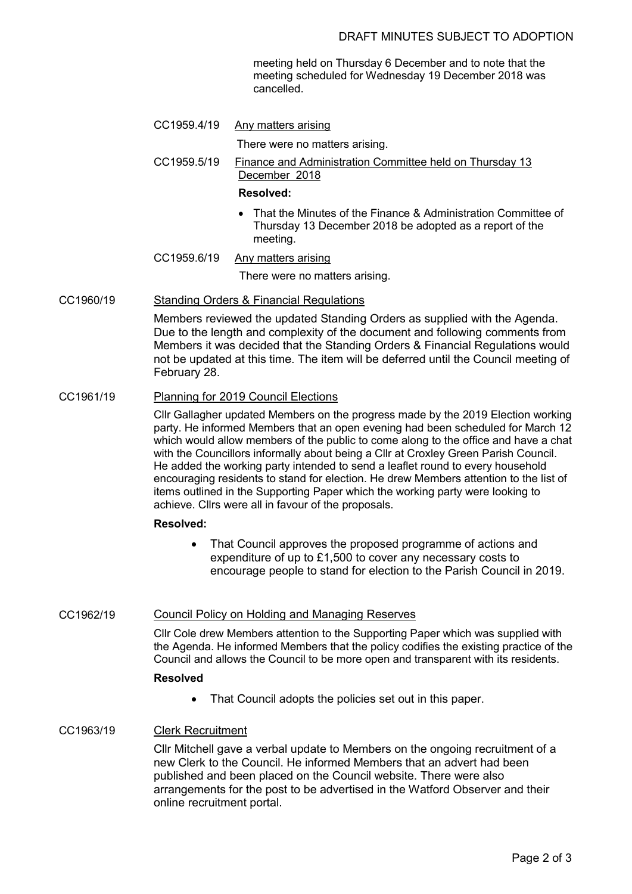meeting held on Thursday 6 December and to note that the meeting scheduled for Wednesday 19 December 2018 was cancelled.

CC1959.4/19 Any matters arising

There were no matters arising.

CC1959.5/19 Finance and Administration Committee held on Thursday 13 December 2018

**Resolved:**

- That the Minutes of the Finance & Administration Committee of Thursday 13 December 2018 be adopted as a report of the meeting.

CC1959.6/19 Any matters arising

There were no matters arising.

CC1960/19 Standing Orders & Financial Regulations

Members reviewed the updated Standing Orders as supplied with the Agenda. Due to the length and complexity of the document and following comments from Members it was decided that the Standing Orders & Financial Regulations would not be updated at this time. The item will be deferred until the Council meeting of February 28.

CC1961/19 Planning for 2019 Council Elections

Cllr Gallagher updated Members on the progress made by the 2019 Election working party. He informed Members that an open evening had been scheduled for March 12 which would allow members of the public to come along to the office and have a chat with the Councillors informally about being a Cllr at Croxley Green Parish Council. He added the working party intended to send a leaflet round to every household encouraging residents to stand for election. He drew Members attention to the list of items outlined in the Supporting Paper which the working party were looking to achieve. Cllrs were all in favour of the proposals.

**Resolved:**

- That Council approves the proposed programme of actions and expenditure of up to £1,500 to cover any necessary costs to encourage people to stand for election to the Parish Council in 2019.

CC1962/19 Council Policy on Holding and Managing Reserves

Cllr Cole drew Members attention to the Supporting Paper which was supplied with the Agenda. He informed Members that the policy codifies the existing practice of the Council and allows the Council to be more open and transparent with its residents.

**Resolved**

- That Council adopts the policies set out in this paper.

CC1963/19 Clerk Recruitment

Cllr Mitchell gave a verbal update to Members on the ongoing recruitment of a new Clerk to the Council. He informed Members that an advert had been published and been placed on the Council website. There were also arrangements for the post to be advertised in the Watford Observer and their online recruitment portal.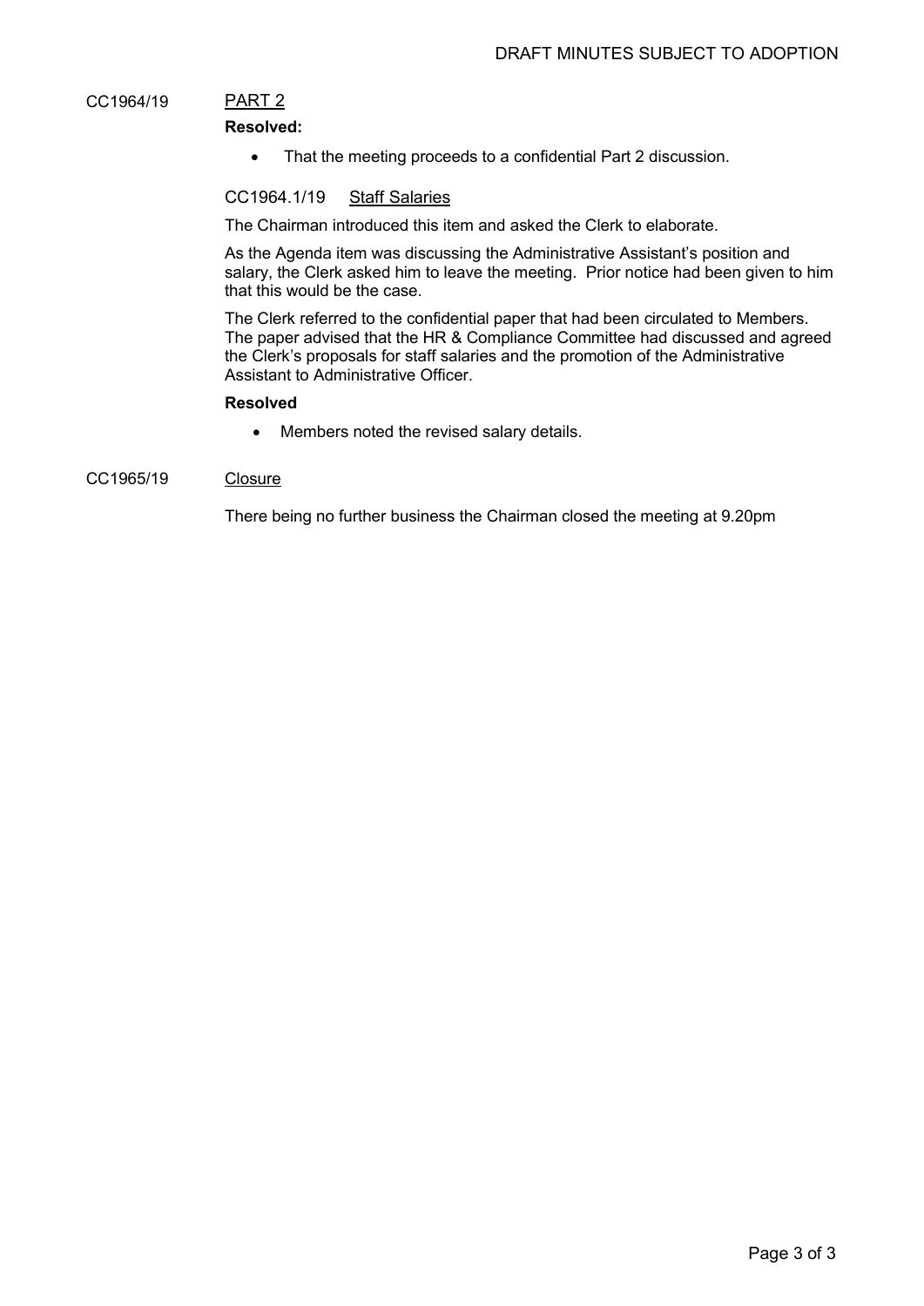DRAFT MINUTES SUBJECT TO ADOPTION

CC1964/19 PART 2

**Resolved:**

- That the meeting proceeds to a confidential Part 2 discussion.

CC1964.1/19 Staff Salaries

The Chairman introduced this item and asked the Clerk to elaborate.

As the Agenda item was discussing the Administrative Assistant's position and salary, the Clerk asked him to leave the meeting. Prior notice had been given to him that this would be the case.

The Clerk referred to the confidential paper that had been circulated to Members. The paper advised that the HR & Compliance Committee had discussed and agreed the Clerk's proposals for staff salaries and the promotion of the Administrative Assistant to Administrative Officer.

**Resolved**

- Members noted the revised salary details.

CC1965/19 Closure

There being no further business the Chairman closed the meeting at 9.20pm